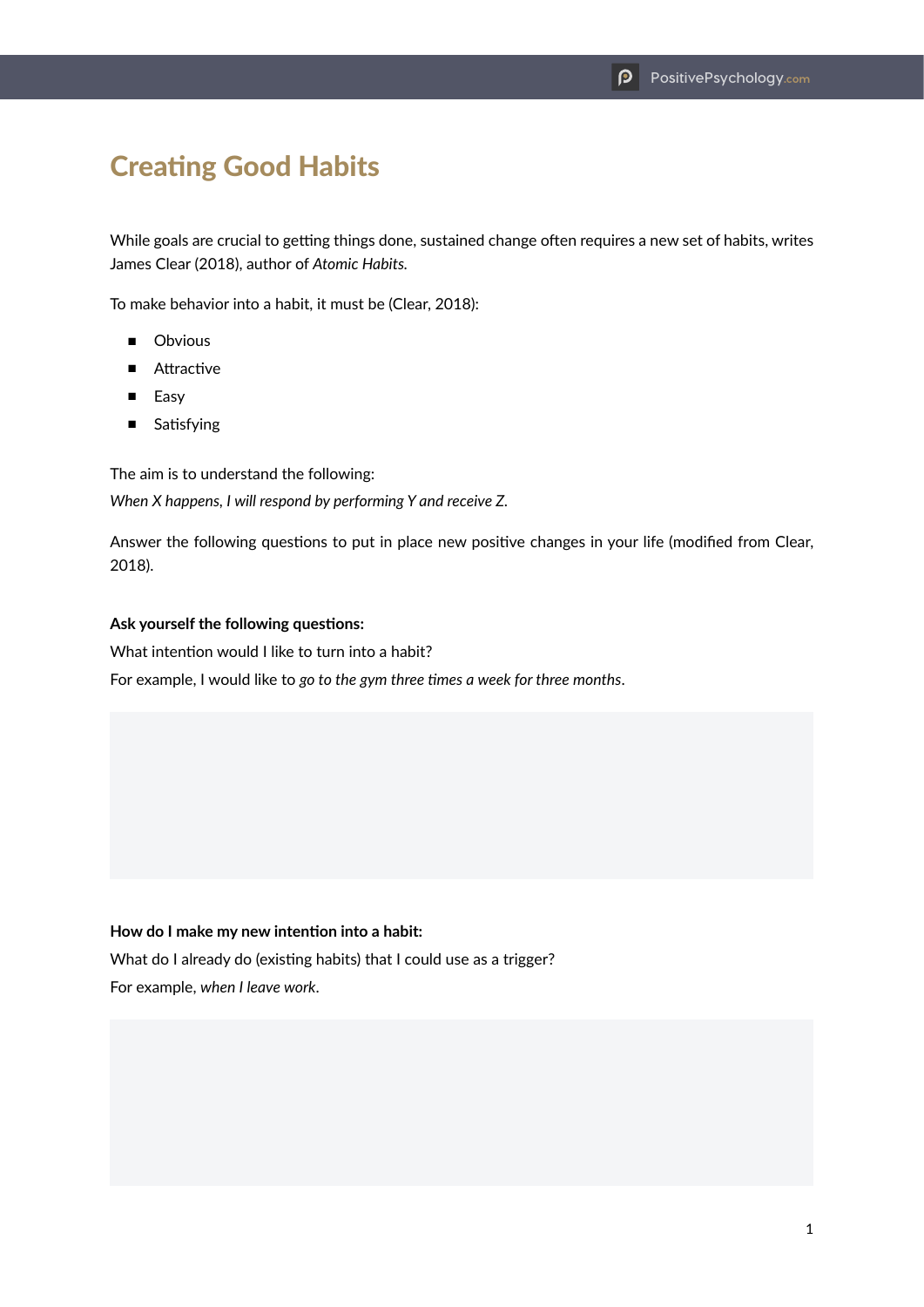# Creating Good Habits

While goals are crucial to getting things done, sustained change often requires a new set of habits, writes James Clear (2018), author of *Atomic Habits.*

To make behavior into a habit, it must be (Clear, 2018):

- Obvious
- Attractive
- Easy
- Satisfying

The aim is to understand the following:

*When X happens, I will respond by performing Y and receive Z.*

Answer the following questions to put in place new positive changes in your life (modified from Clear, 2018).

**Ask yourself the following questions:**

What intention would I like to turn into a habit?

For example, I would like to *go to the gym three times a week for three months*.

**How do I make my new intention into a habit:**

What do I already do (existing habits) that I could use as a trigger?

For example, *when I leave work*.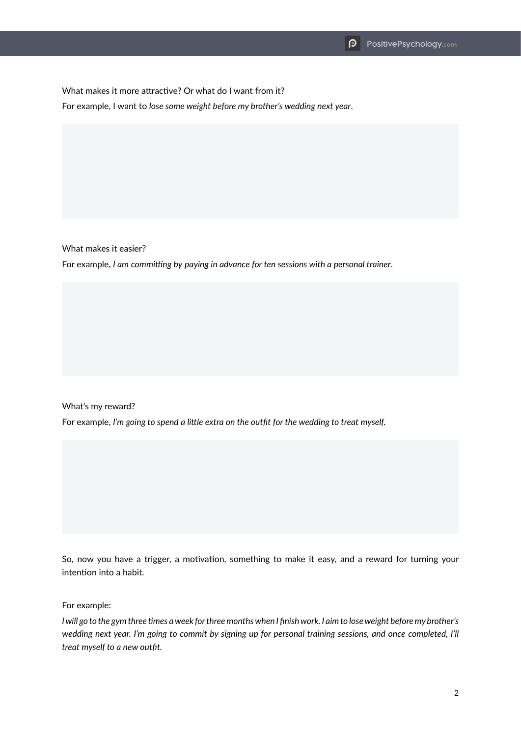What makes it more attractive? Or what do I want from it?

For example, I want to *lose some weight before my brother's wedding next year*.

What makes it easier?

For example, *I am committing by paying in advance for ten sessions with a personal trainer*.

What's my reward?

For example, *I'm going to spend a little extra on the outfit for the wedding to treat myself.*

So, now you have a trigger, a motivation, something to make it easy, and a reward for turning your intention into a habit.

For example:

*I will go to the gym three times a week for three months when I finish work. I aim to lose weight before my brother's wedding next year. I'm going to commit by signing up for personal training sessions, and once completed, I'll treat myself to a new outfit.*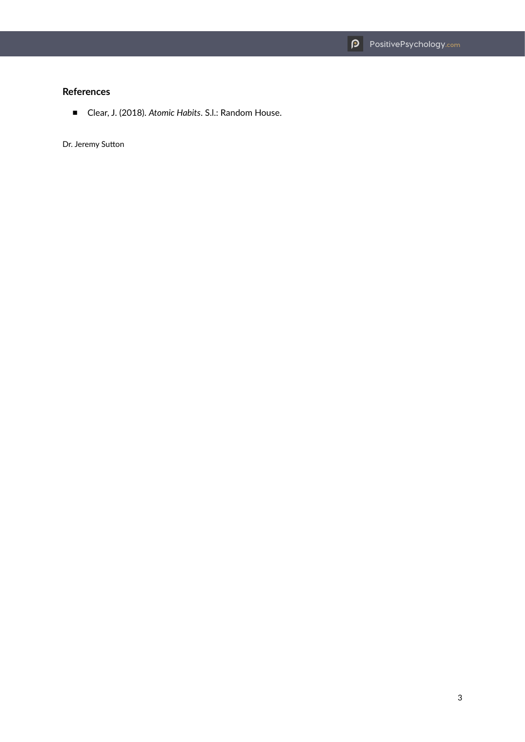## References

- Clear, J. (2018). *Atomic Habits*. S.l.: Random House.

Dr. Jeremy Sutton